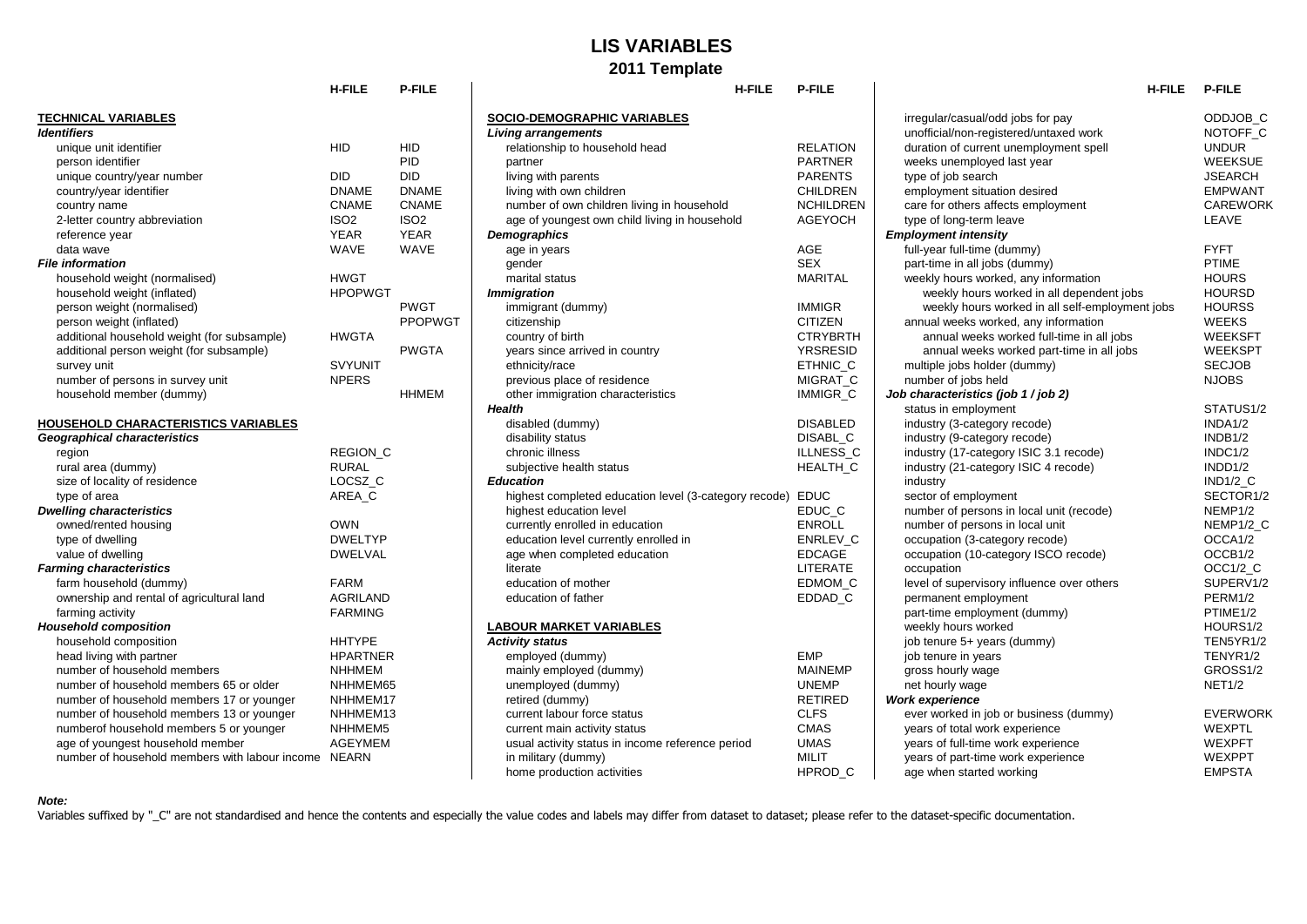# LIS VARIABLES

## 2011 Template

| | H-FILE | P-FILE |
|---|---|---|
| **TECHNICAL VARIABLES** | | |
| ***Identifiers*** | | |
| unique unit identifier | HID | HID |
| person identifier | | PID |
| unique country/year number | DID | DID |
| country/year identifier | DNAME | DNAME |
| country name | CNAME | CNAME |
| 2-letter country abbreviation | ISO2 | ISO2 |
| reference year | YEAR | YEAR |
| data wave | WAVE | WAVE |
| ***File information*** | | |
| household weight (normalised) | HWGT | |
| household weight (inflated) | HPOPWGT | |
| person weight (normalised) | | PWGT |
| person weight (inflated) | | PPOPWGT |
| additional household weight (for subsample) | HWGTA | |
| additional person weight (for subsample) | | PWGTA |
| survey unit | SVYUNIT | |
| number of persons in survey unit | NPERS | |
| household member (dummy) | | HHMEM |
| **HOUSEHOLD CHARACTERISTICS VARIABLES** | | |
| ***Geographical characteristics*** | | |
| region | REGION_C | |
| rural area (dummy) | RURAL | |
| size of locality of residence | LOCSZ_C | |
| type of area | AREA_C | |
| ***Dwelling characteristics*** | | |
| owned/rented housing | OWN | |
| type of dwelling | DWELTYP | |
| value of dwelling | DWELVAL | |
| ***Farming characteristics*** | | |
| farm household (dummy) | FARM | |
| ownership and rental of agricultural land | AGRILAND | |
| farming activity | FARMING | |
| ***Household composition*** | | |
| household composition | HHTYPE | |
| head living with partner | HPARTNER | |
| number of household members | NHHMEM | |
| number of household members 65 or older | NHHMEM65 | |
| number of household members 17 or younger | NHHMEM17 | |
| number of household members 13 or younger | NHHMEM13 | |
| numberof household members 5 or younger | NHHMEM5 | |
| age of youngest household member | AGEYMEM | |
| number of household members with labour income | NEARN | |

| | H-FILE | P-FILE |
|---|---|---|
| **SOCIO-DEMOGRAPHIC VARIABLES** | | |
| ***Living arrangements*** | | |
| relationship to household head | | RELATION |
| partner | | PARTNER |
| living with parents | | PARENTS |
| living with own children | | CHILDREN |
| number of own children living in household | | NCHILDREN |
| age of youngest own child living in household | | AGEYOCH |
| ***Demographics*** | | |
| age in years | | AGE |
| gender | | SEX |
| marital status | | MARITAL |
| ***Immigration*** | | |
| immigrant (dummy) | | IMMIGR |
| citizenship | | CITIZEN |
| country of birth | | CTRYBRTH |
| years since arrived in country | | YRSRESID |
| ethnicity/race | | ETHNIC_C |
| previous place of residence | | MIGRAT_C |
| other immigration characteristics | | IMMIGR_C |
| ***Health*** | | |
| disabled (dummy) | | DISABLED |
| disability status | | DISABL_C |
| chronic illness | | ILLNESS_C |
| subjective health status | | HEALTH_C |
| ***Education*** | | |
| highest completed education level (3-category recode) | | EDUC |
| highest education level | | EDUC_C |
| currently enrolled in education | | ENROLL |
| education level currently enrolled in | | ENRLEV_C |
| age when completed education | | EDCAGE |
| literate | | LITERATE |
| education of mother | | EDMOM_C |
| education of father | | EDDAD_C |
| **LABOUR MARKET VARIABLES** | | |
| ***Activity status*** | | |
| employed (dummy) | | EMP |
| mainly employed (dummy) | | MAINEMP |
| unemployed (dummy) | | UNEMP |
| retired (dummy) | | RETIRED |
| current labour force status | | CLFS |
| current main activity status | | CMAS |
| usual activity status in income reference period | | UMAS |
| in military (dummy) | | MILIT |
| home production activities | | HPROD_C |

| | H-FILE | P-FILE |
|---|---|---|
| irregular/casual/odd jobs for pay | | ODDJOB_C |
| unofficial/non-registered/untaxed work | | NOTOFF_C |
| duration of current unemployment spell | | UNDUR |
| weeks unemployed last year | | WEEKSUE |
| type of job search | | JSEARCH |
| employment situation desired | | EMPWANT |
| care for others affects employment | | CAREWORK |
| type of long-term leave | | LEAVE |
| ***Employment intensity*** | | |
| full-year full-time (dummy) | | FYFT |
| part-time in all jobs (dummy) | | PTIME |
| weekly hours worked, any information | | HOURS |
| weekly hours worked in all dependent jobs | | HOURSD |
| weekly hours worked in all self-employment jobs | | HOURSS |
| annual weeks worked, any information | | WEEKS |
| annual weeks worked full-time in all jobs | | WEEKSFT |
| annual weeks worked part-time in all jobs | | WEEKSPT |
| multiple jobs holder (dummy) | | SECJOB |
| number of jobs held | | NJOBS |
| ***Job characteristics (job 1 / job 2)*** | | |
| status in employment | | STATUS1/2 |
| industry (3-category recode) | | INDA1/2 |
| industry (9-category recode) | | INDB1/2 |
| industry (17-category ISIC 3.1 recode) | | INDC1/2 |
| industry (21-category ISIC 4 recode) | | INDD1/2 |
| industry | | IND1/2_C |
| sector of employment | | SECTOR1/2 |
| number of persons in local unit (recode) | | NEMP1/2 |
| number of persons in local unit | | NEMP1/2_C |
| occupation (3-category recode) | | OCCA1/2 |
| occupation (10-category ISCO recode) | | OCCB1/2 |
| occupation | | OCC1/2_C |
| level of supervisory influence over others | | SUPERV1/2 |
| permanent employment | | PERM1/2 |
| part-time employment (dummy) | | PTIME1/2 |
| weekly hours worked | | HOURS1/2 |
| job tenure 5+ years (dummy) | | TEN5YR1/2 |
| job tenure in years | | TENYR1/2 |
| gross hourly wage | | GROSS1/2 |
| net hourly wage | | NET1/2 |
| ***Work experience*** | | |
| ever worked in job or business (dummy) | | EVERWORK |
| years of total work experience | | WEXPTL |
| years of full-time work experience | | WEXPFT |
| years of part-time work experience | | WEXPPT |
| age when started working | | EMPSTA |

***Note:***

Variables suffixed by "_C" are not standardised and hence the contents and especially the value codes and labels may differ from dataset to dataset; please refer to the dataset-specific documentation.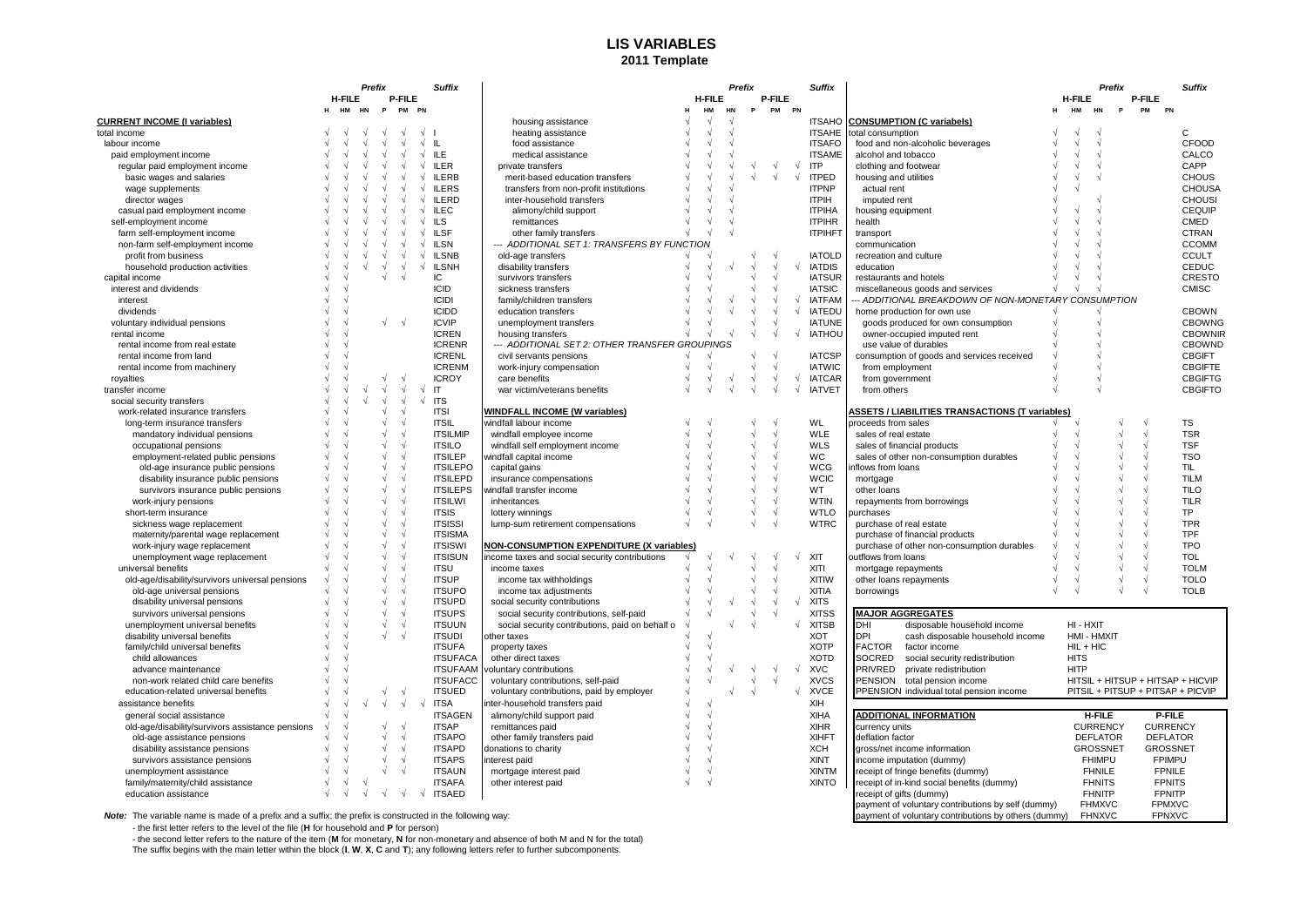# LIS VARIABLES

## 2011 Template

The prefix columns are H-FILE (H, HM, HN) and P-FILE (P, PM, PN).

| Variable | H | HM | HN | P | PM | PN | Suffix |
|---|---|---|---|---|---|---|---|
| **CURRENT INCOME (I variables)** | | | | | | | |
| total income | √ | √ | √ | √ | √ | √ | I |
| labour income | √ | √ | √ | √ | √ | √ | IL |
| paid employment income | √ | √ | √ | √ | √ | √ | ILE |
| regular paid employment income | √ | √ | √ | √ | √ | √ | ILER |
| basic wages and salaries | √ | √ | √ | √ | √ | √ | ILERB |
| wage supplements | √ | √ | √ | √ | √ | √ | ILERS |
| director wages | √ | √ | √ | √ | √ | √ | ILERD |
| casual paid employment income | √ | √ | √ | √ | √ | √ | ILEC |
| self-employment income | √ | √ | √ | √ | √ | √ | ILS |
| farm self-employment income | √ | √ | √ | √ | √ | √ | ILSF |
| non-farm self-employment income | √ | √ | √ | √ | √ | √ | ILSN |
| profit from business | √ | √ | √ | √ | √ | √ | ILSNB |
| household production activities | √ | √ | √ | √ | √ | √ | ILSNH |
| capital income | √ | √ | | √ | √ | | IC |
| interest and dividends | √ | √ | | | | | ICID |
| interest | √ | √ | | | | | ICIDI |
| dividends | √ | √ | | | | | ICIDD |
| voluntary individual pensions | √ | √ | | √ | √ | | ICVIP |
| rental income | √ | √ | | | | | ICREN |
| rental income from real estate | √ | √ | | | | | ICRENR |
| rental income from land | √ | √ | | | | | ICRENL |
| rental income from machinery | √ | √ | | | | | ICRENM |
| royalties | √ | √ | | √ | √ | | ICROY |
| transfer income | √ | √ | √ | √ | √ | √ | IT |
| social security transfers | √ | √ | √ | √ | √ | √ | ITS |
| work-related insurance transfers | √ | √ | | √ | √ | | ITSI |
| long-term insurance transfers | √ | √ | | √ | √ | | ITSIL |
| mandatory individual pensions | √ | √ | | √ | √ | | ITSILMIP |
| occupational pensions | √ | √ | | √ | √ | | ITSILO |
| employment-related public pensions | √ | √ | | √ | √ | | ITSILEP |
| old-age insurance public pensions | √ | √ | | √ | √ | | ITSILEPO |
| disability insurance public pensions | √ | √ | | √ | √ | | ITSILEPD |
| survivors insurance public pensions | √ | √ | | √ | √ | | ITSILEPS |
| work-injury pensions | √ | √ | | √ | √ | | ITSILWI |
| short-term insurance | √ | √ | | √ | √ | | ITSIS |
| sickness wage replacement | √ | √ | | √ | √ | | ITSISSI |
| maternity/parental wage replacement | √ | √ | | √ | √ | | ITSISMA |
| work-injury wage replacement | √ | √ | | √ | √ | | ITSISWI |
| unemployment wage replacement | √ | √ | | √ | √ | | ITSISUN |
| universal benefits | √ | √ | | √ | √ | | ITSU |
| old-age/disability/survivors universal pensions | √ | √ | | √ | √ | | ITSUP |
| old-age universal pensions | √ | √ | | √ | √ | | ITSUPO |
| disability universal pensions | √ | √ | | √ | √ | | ITSUPD |
| survivors universal pensions | √ | √ | | √ | √ | | ITSUPS |
| unemployment universal benefits | √ | √ | | √ | √ | | ITSUUN |
| disability universal benefits | √ | √ | | √ | √ | | ITSUDI |
| family/child universal benefits | √ | √ | | | | | ITSUFA |
| child allowances | √ | √ | | | | | ITSUFACA |
| advance maintenance | √ | √ | | | | | ITSUFAAM |
| non-work related child care benefits | √ | √ | | | | | ITSUFACC |
| education-related universal benefits | √ | √ | | √ | √ | | ITSUED |
| assistance benefits | √ | √ | √ | √ | √ | √ | ITSA |
| general social assistance | √ | √ | | | | | ITSAGEN |
| old-age/disability/survivors assistance pensions | √ | √ | | √ | √ | | ITSAP |
| old-age assistance pensions | √ | √ | | √ | √ | | ITSAPO |
| disability assistance pensions | √ | √ | | √ | √ | | ITSAPD |
| survivors assistance pensions | √ | √ | | √ | √ | | ITSAPS |
| unemployment assistance | √ | √ | | √ | √ | | ITSAUN |
| family/maternity/child assistance | √ | √ | √ | | | | ITSAFA |
| education assistance | √ | √ | √ | √ | √ | √ | ITSAED |
| housing assistance | √ | √ | √ | | | | ITSAHO |
| heating assistance | √ | √ | √ | | | | ITSAHE |
| food assistance | √ | √ | √ | | | | ITSAFO |
| medical assistance | √ | √ | √ | | | | ITSAME |
| private transfers | √ | √ | √ | √ | √ | √ | ITP |
| merit-based education transfers | √ | √ | √ | √ | √ | √ | ITPED |
| transfers from non-profit institutions | √ | √ | √ | | | | ITPNP |
| inter-household transfers | √ | √ | √ | | | | ITPIH |
| alimony/child support | √ | √ | √ | | | | ITPIHA |
| remittances | √ | √ | √ | | | | ITPIHR |
| other family transfers | √ | √ | √ | | | | ITPIHFT |
| *--- ADDITIONAL SET 1: TRANSFERS BY FUNCTION* | | | | | | | |
| old-age transfers | √ | √ | | √ | √ | | IATOLD |
| disability transfers | √ | √ | √ | √ | √ | √ | IATDIS |
| survivors transfers | √ | √ | | √ | √ | | IATSUR |
| sickness transfers | √ | √ | | √ | √ | | IATSIC |
| family/children transfers | √ | √ | √ | √ | √ | √ | IATFAM |
| education transfers | √ | √ | √ | √ | √ | √ | IATEDU |
| unemployment transfers | √ | √ | | √ | √ | | IATUNE |
| housing transfers | √ | √ | √ | √ | √ | √ | IATHOU |
| *--- ADDITIONAL SET 2: OTHER TRANSFER GROUPINGS* | | | | | | | |
| civil servants pensions | √ | √ | | √ | √ | | IATCSP |
| work-injury compensation | √ | √ | | √ | √ | | IATWIC |
| care benefits | √ | √ | √ | √ | √ | √ | IATCAR |
| war victim/veterans benefits | √ | √ | √ | √ | √ | √ | IATVET |
| **WINDFALL INCOME (W variables)** | | | | | | | |
| windfall labour income | √ | √ | | √ | √ | | WL |
| windfall employee income | √ | √ | | √ | √ | | WLE |
| windfall self employment income | √ | √ | | √ | √ | | WLS |
| windfall capital income | √ | √ | | √ | √ | | WC |
| capital gains | √ | √ | | √ | √ | | WCG |
| insurance compensations | √ | √ | | √ | √ | | WCIC |
| windfall transfer income | √ | √ | | √ | √ | | WT |
| inheritances | √ | √ | | √ | √ | | WTIN |
| lottery winnings | √ | √ | | √ | √ | | WTLO |
| lump-sum retirement compensations | √ | √ | | √ | √ | | WTRC |
| **NON-CONSUMPTION EXPENDITURE (X variables)** | | | | | | | |
| income taxes and social security contributions | √ | √ | √ | √ | √ | √ | XIT |
| income taxes | √ | √ | | √ | √ | | XITI |
| income tax withholdings | √ | √ | | √ | √ | | XITIW |
| income tax adjustments | √ | √ | | √ | √ | | XITIA |
| social security contributions | √ | √ | √ | √ | √ | √ | XITS |
| social security contributions, self-paid | √ | √ | | √ | √ | | XITSS |
| social security contributions, paid on behalf o | √ | | √ | √ | | √ | XITSB |
| other taxes | √ | √ | | | | | XOT |
| property taxes | √ | √ | | | | | XOTP |
| other direct taxes | √ | √ | | | | | XOTD |
| voluntary contributions | √ | √ | √ | √ | √ | √ | XVC |
| voluntary contributions, self-paid | √ | √ | | √ | √ | | XVCS |
| voluntary contributions, paid by employer | √ | | √ | √ | | √ | XVCE |
| inter-household transfers paid | √ | √ | | | | | XIH |
| alimony/child support paid | √ | √ | | | | | XIHA |
| remittances paid | √ | √ | | | | | XIHR |
| other family transfers paid | √ | √ | | | | | XIHFT |
| donations to charity | √ | √ | | | | | XCH |
| interest paid | √ | √ | | | | | XINT |
| mortgage interest paid | √ | √ | | | | | XINTM |
| other interest paid | √ | √ | | | | | XINTO |
| **CONSUMPTION (C variables)** | | | | | | | |
| total consumption | √ | √ | √ | | | | C |
| food and non-alcoholic beverages | √ | √ | √ | | | | CFOOD |
| alcohol and tobacco | √ | √ | √ | | | | CALCO |
| clothing and footwear | √ | √ | √ | | | | CAPP |
| housing and utilities | √ | √ | √ | | | | CHOUS |
| actual rent | √ | √ | | | | | CHOUSA |
| imputed rent | √ | | √ | | | | CHOUSI |
| housing equipment | √ | √ | √ | | | | CEQUIP |
| health | √ | √ | √ | | | | CMED |
| transport | √ | √ | √ | | | | CTRAN |
| communication | √ | √ | √ | | | | CCOMM |
| recreation and culture | √ | √ | √ | | | | CCULT |
| education | √ | √ | √ | | | | CEDUC |
| restaurants and hotels | √ | √ | √ | | | | CRESTO |
| miscellaneous goods and services | √ | √ | √ | | | | CMISC |
| *--- ADDITIONAL BREAKDOWN OF NON-MONETARY CONSUMPTION* | | | | | | | |
| home production for own use | √ | | √ | | | | CBOWN |
| goods produced for own consumption | √ | | √ | | | | CBOWNG |
| owner-occupied imputed rent | √ | | √ | | | | CBOWNIR |
| use value of durables | √ | | √ | | | | CBOWND |
| consumption of goods and services received | √ | | √ | | | | CBGIFT |
| from employment | √ | | √ | | | | CBGIFTE |
| from government | √ | | √ | | | | CBGIFTG |
| from others | √ | | √ | | | | CBGIFTO |
| **ASSETS / LIABILITIES TRANSACTIONS (T variables)** | | | | | | | |
| proceeds from sales | √ | √ | | √ | √ | | TS |
| sales of real estate | √ | √ | | √ | √ | | TSR |
| sales of financial products | √ | √ | | √ | √ | | TSF |
| sales of other non-consumption durables | √ | √ | | √ | √ | | TSO |
| inflows from loans | √ | √ | | √ | √ | | TIL |
| mortgage | √ | √ | | √ | √ | | TILM |
| other loans | √ | √ | | √ | √ | | TILO |
| repayments from borrowings | √ | √ | | √ | √ | | TILR |
| purchases | √ | √ | | √ | √ | | TP |
| purchase of real estate | √ | √ | | √ | √ | | TPR |
| purchase of financial products | √ | √ | | √ | √ | | TPF |
| purchase of other non-consumption durables | √ | √ | | √ | √ | | TPO |
| outflows from loans | √ | √ | | √ | √ | | TOL |
| mortgage repayments | √ | √ | | √ | √ | | TOLM |
| other loans repayments | √ | √ | | √ | √ | | TOLO |
| borrowings | √ | √ | | √ | √ | | TOLB |

### MAJOR AGGREGATES

| | | |
|---|---|---|
| DHI | disposable household income | HI - HXIT |
| DPI | cash disposable household income | HMI - HMXIT |
| FACTOR | factor income | HIL + HIC |
| SOCRED | social security redistribution | HITS |
| PRIVRED | private redistribution | HITP |
| PENSION | total pension income | HITSIL + HITSUP + HITSAP + HICVIP |
| PPENSION | individual total pension income | PITSIL + PITSUP + PITSAP + PICVIP |

### ADDITIONAL INFORMATION

| ADDITIONAL INFORMATION | H-FILE | P-FILE |
|---|---|---|
| currency units | CURRENCY | CURRENCY |
| deflation factor | DEFLATOR | DEFLATOR |
| gross/net income information | GROSSNET | GROSSNET |
| income imputation (dummy) | FHIMPU | FPIMPU |
| receipt of fringe benefits (dummy) | FHNILE | FPNILE |
| receipt of in-kind social benefits (dummy) | FHNITS | FPNITS |
| receipt of gifts (dummy) | FHNITP | FPNITP |
| payment of voluntary contributions by self (dummy) | FHMXVC | FPMXVC |
| payment of voluntary contributions by others (dummy) | FHNXVC | FPNXVC |

***Note:*** The variable name is made of a prefix and a suffix; the prefix is constructed in the following way:

- the first letter refers to the level of the file (**H** for household and **P** for person)
- the second letter refers to the nature of the item (**M** for monetary, **N** for non-monetary and absence of both M and N for the total)

The suffix begins with the main letter within the block (**I**, **W**, **X**, **C** and **T**); any following letters refer to further subcomponents.